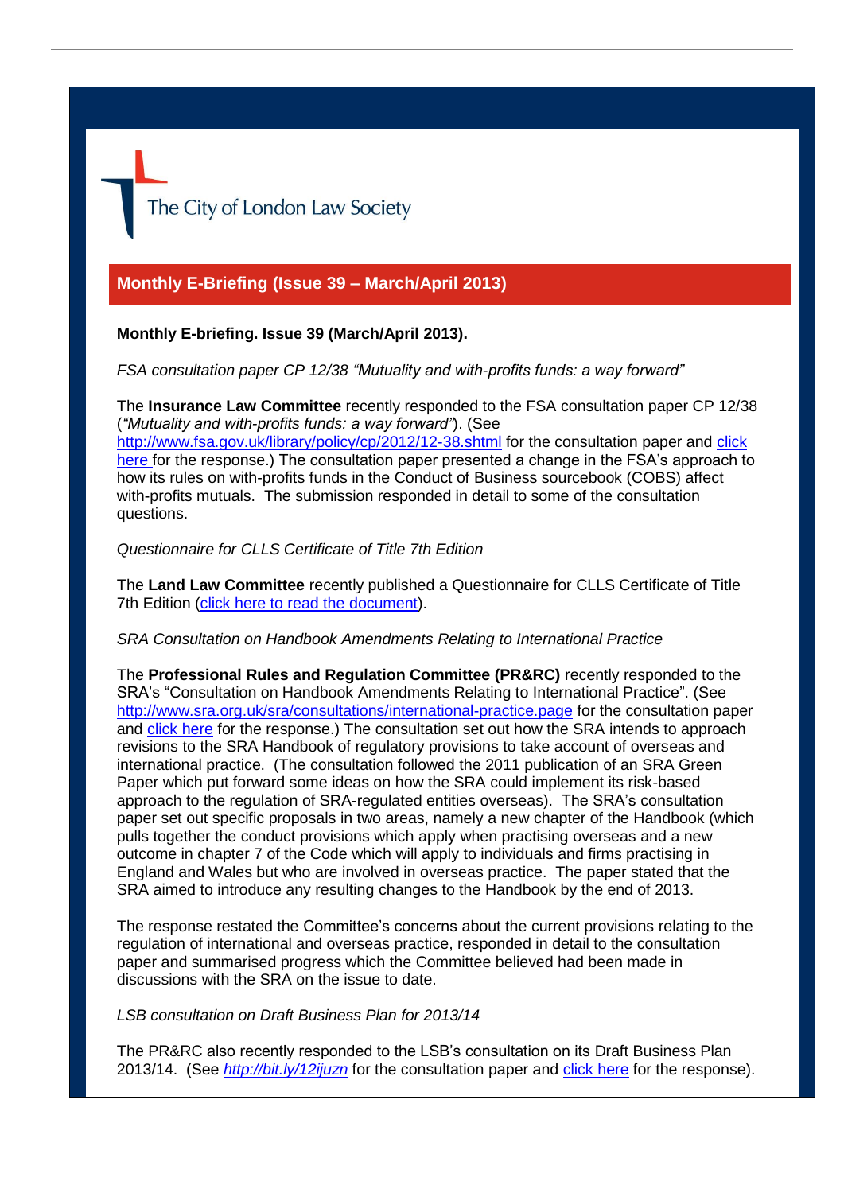The City of London Law Society

## Monthly E-Briefing (Issue 39 – March/April 2013)

**Monthly E-briefing. Issue 39 (March/April 2013).**

*FSA consultation paper CP 12/38 "Mutuality and with-profits funds: a way forward"*

The **Insurance Law Committee** recently responded to the FSA consultation paper CP 12/38 (*"Mutuality and with-profits funds: a way forward"*). (See http://www.fsa.gov.uk/library/policy/cp/2012/12-38.shtml for the consultation paper and click here for the response.) The consultation paper presented a change in the FSA's approach to how its rules on with-profits funds in the Conduct of Business sourcebook (COBS) affect with-profits mutuals. The submission responded in detail to some of the consultation questions.

*Questionnaire for CLLS Certificate of Title 7th Edition*

The **Land Law Committee** recently published a Questionnaire for CLLS Certificate of Title 7th Edition (click here to read the document).

*SRA Consultation on Handbook Amendments Relating to International Practice*

The **Professional Rules and Regulation Committee (PR&RC)** recently responded to the SRA's "Consultation on Handbook Amendments Relating to International Practice". (See http://www.sra.org.uk/sra/consultations/international-practice.page for the consultation paper and click here for the response.) The consultation set out how the SRA intends to approach revisions to the SRA Handbook of regulatory provisions to take account of overseas and international practice. (The consultation followed the 2011 publication of an SRA Green Paper which put forward some ideas on how the SRA could implement its risk-based approach to the regulation of SRA-regulated entities overseas). The SRA's consultation paper set out specific proposals in two areas, namely a new chapter of the Handbook (which pulls together the conduct provisions which apply when practising overseas and a new outcome in chapter 7 of the Code which will apply to individuals and firms practising in England and Wales but who are involved in overseas practice. The paper stated that the SRA aimed to introduce any resulting changes to the Handbook by the end of 2013.

The response restated the Committee's concerns about the current provisions relating to the regulation of international and overseas practice, responded in detail to the consultation paper and summarised progress which the Committee believed had been made in discussions with the SRA on the issue to date.

*LSB consultation on Draft Business Plan for 2013/14*

The PR&RC also recently responded to the LSB's consultation on its Draft Business Plan 2013/14. (See *http://bit.ly/12ijuzn* for the consultation paper and click here for the response).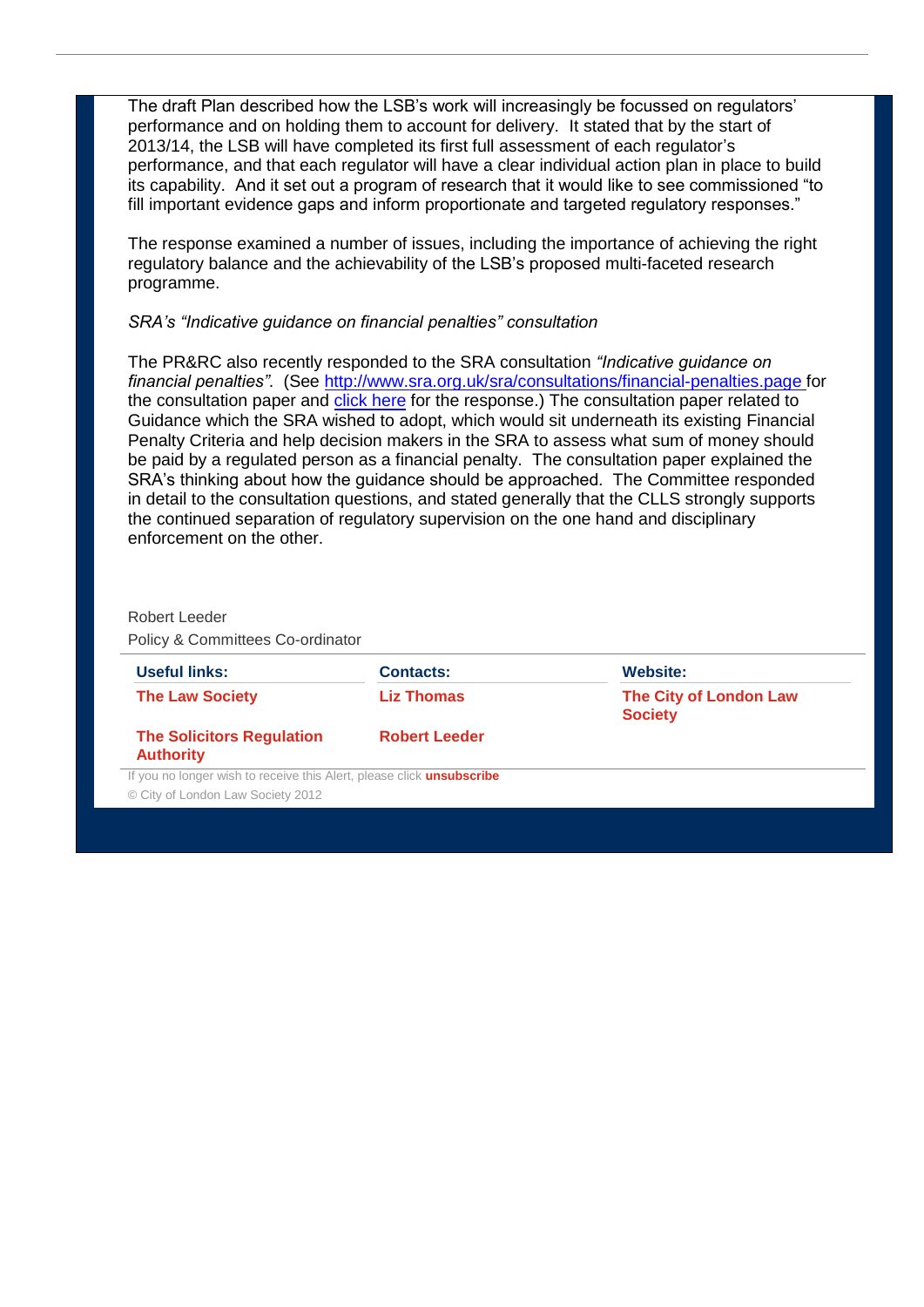The draft Plan described how the LSB's work will increasingly be focussed on regulators' performance and on holding them to account for delivery. It stated that by the start of 2013/14, the LSB will have completed its first full assessment of each regulator's performance, and that each regulator will have a clear individual action plan in place to build its capability. And it set out a program of research that it would like to see commissioned "to fill important evidence gaps and inform proportionate and targeted regulatory responses."

The response examined a number of issues, including the importance of achieving the right regulatory balance and the achievability of the LSB's proposed multi-faceted research programme.

*SRA's "Indicative guidance on financial penalties" consultation*

The PR&RC also recently responded to the SRA consultation *"Indicative guidance on financial penalties"*. (See http://www.sra.org.uk/sra/consultations/financial-penalties.page for the consultation paper and click here for the response.) The consultation paper related to Guidance which the SRA wished to adopt, which would sit underneath its existing Financial Penalty Criteria and help decision makers in the SRA to assess what sum of money should be paid by a regulated person as a financial penalty. The consultation paper explained the SRA's thinking about how the guidance should be approached. The Committee responded in detail to the consultation questions, and stated generally that the CLLS strongly supports the continued separation of regulatory supervision on the one hand and disciplinary enforcement on the other.

Robert Leeder
Policy & Committees Co-ordinator

| Useful links: | Contacts: | Website: |
|---|---|---|
| **The Law Society** | **Liz Thomas** | **The City of London Law Society** |
| **The Solicitors Regulation Authority** | **Robert Leeder** | |

If you no longer wish to receive this Alert, please click **unsubscribe**

© City of London Law Society 2012